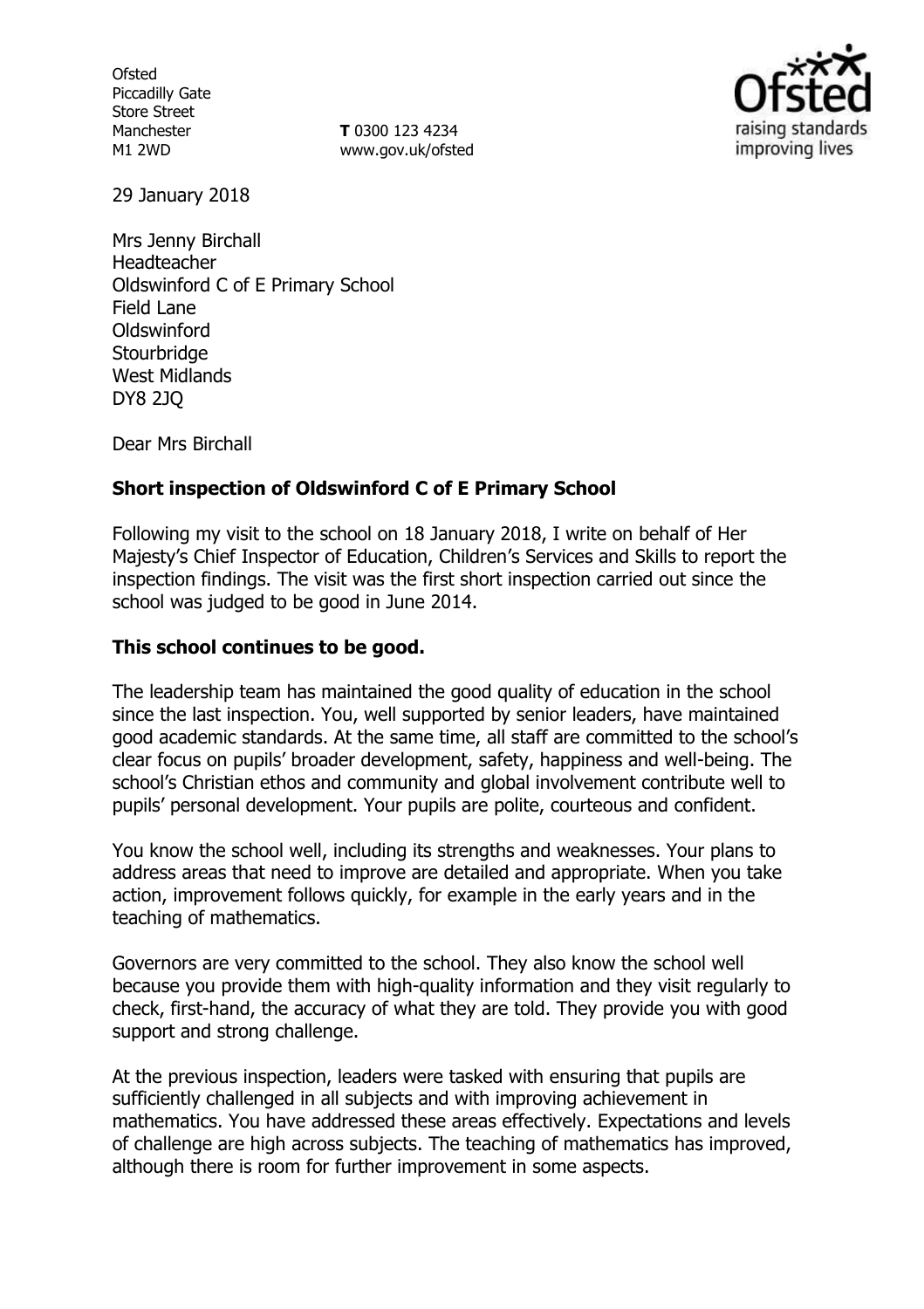Ofsted
Piccadilly Gate
Store Street
Manchester
M1 2WD

**T** 0300 123 4234
www.gov.uk/ofsted

29 January 2018

Mrs Jenny Birchall
Headteacher
Oldswinford C of E Primary School
Field Lane
Oldswinford
Stourbridge
West Midlands
DY8 2JQ

Dear Mrs Birchall

**Short inspection of Oldswinford C of E Primary School**

Following my visit to the school on 18 January 2018, I write on behalf of Her Majesty's Chief Inspector of Education, Children's Services and Skills to report the inspection findings. The visit was the first short inspection carried out since the school was judged to be good in June 2014.

**This school continues to be good.**

The leadership team has maintained the good quality of education in the school since the last inspection. You, well supported by senior leaders, have maintained good academic standards. At the same time, all staff are committed to the school's clear focus on pupils' broader development, safety, happiness and well-being. The school's Christian ethos and community and global involvement contribute well to pupils' personal development. Your pupils are polite, courteous and confident.

You know the school well, including its strengths and weaknesses. Your plans to address areas that need to improve are detailed and appropriate. When you take action, improvement follows quickly, for example in the early years and in the teaching of mathematics.

Governors are very committed to the school. They also know the school well because you provide them with high-quality information and they visit regularly to check, first-hand, the accuracy of what they are told. They provide you with good support and strong challenge.

At the previous inspection, leaders were tasked with ensuring that pupils are sufficiently challenged in all subjects and with improving achievement in mathematics. You have addressed these areas effectively. Expectations and levels of challenge are high across subjects. The teaching of mathematics has improved, although there is room for further improvement in some aspects.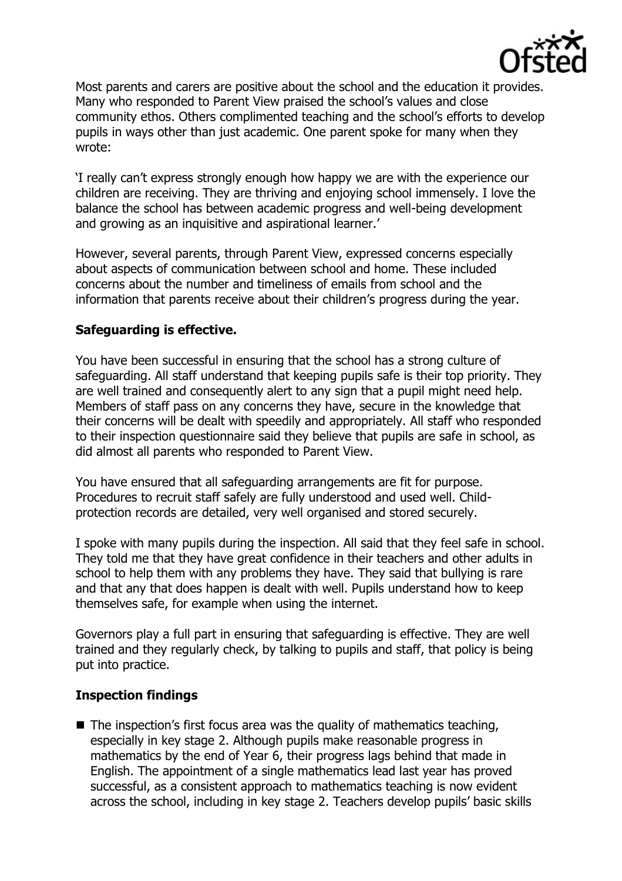Most parents and carers are positive about the school and the education it provides. Many who responded to Parent View praised the school's values and close community ethos. Others complimented teaching and the school's efforts to develop pupils in ways other than just academic. One parent spoke for many when they wrote:

'I really can't express strongly enough how happy we are with the experience our children are receiving. They are thriving and enjoying school immensely. I love the balance the school has between academic progress and well-being development and growing as an inquisitive and aspirational learner.'

However, several parents, through Parent View, expressed concerns especially about aspects of communication between school and home. These included concerns about the number and timeliness of emails from school and the information that parents receive about their children's progress during the year.

## Safeguarding is effective.

You have been successful in ensuring that the school has a strong culture of safeguarding. All staff understand that keeping pupils safe is their top priority. They are well trained and consequently alert to any sign that a pupil might need help. Members of staff pass on any concerns they have, secure in the knowledge that their concerns will be dealt with speedily and appropriately. All staff who responded to their inspection questionnaire said they believe that pupils are safe in school, as did almost all parents who responded to Parent View.

You have ensured that all safeguarding arrangements are fit for purpose. Procedures to recruit staff safely are fully understood and used well. Child-protection records are detailed, very well organised and stored securely.

I spoke with many pupils during the inspection. All said that they feel safe in school. They told me that they have great confidence in their teachers and other adults in school to help them with any problems they have. They said that bullying is rare and that any that does happen is dealt with well. Pupils understand how to keep themselves safe, for example when using the internet.

Governors play a full part in ensuring that safeguarding is effective. They are well trained and they regularly check, by talking to pupils and staff, that policy is being put into practice.

## Inspection findings

- The inspection's first focus area was the quality of mathematics teaching, especially in key stage 2. Although pupils make reasonable progress in mathematics by the end of Year 6, their progress lags behind that made in English. The appointment of a single mathematics lead last year has proved successful, as a consistent approach to mathematics teaching is now evident across the school, including in key stage 2. Teachers develop pupils' basic skills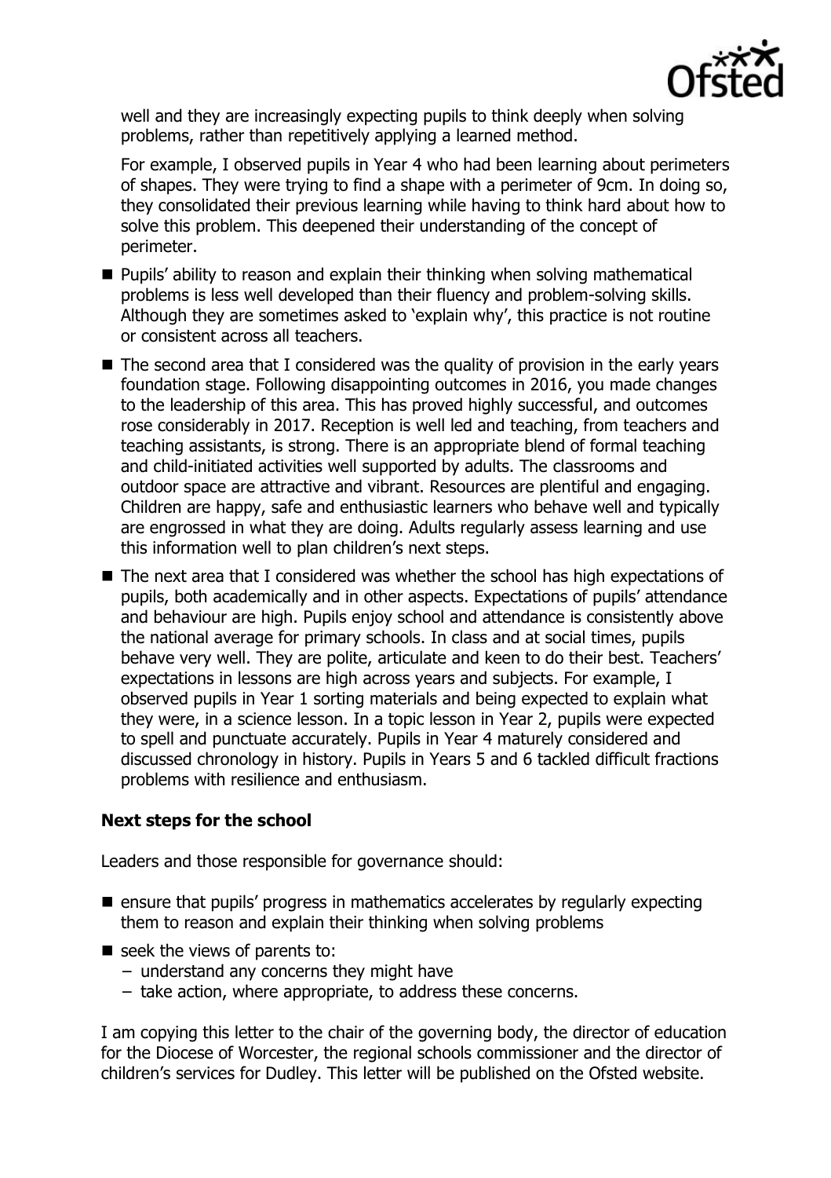well and they are increasingly expecting pupils to think deeply when solving problems, rather than repetitively applying a learned method.

For example, I observed pupils in Year 4 who had been learning about perimeters of shapes. They were trying to find a shape with a perimeter of 9cm. In doing so, they consolidated their previous learning while having to think hard about how to solve this problem. This deepened their understanding of the concept of perimeter.

- Pupils' ability to reason and explain their thinking when solving mathematical problems is less well developed than their fluency and problem-solving skills. Although they are sometimes asked to 'explain why', this practice is not routine or consistent across all teachers.
- The second area that I considered was the quality of provision in the early years foundation stage. Following disappointing outcomes in 2016, you made changes to the leadership of this area. This has proved highly successful, and outcomes rose considerably in 2017. Reception is well led and teaching, from teachers and teaching assistants, is strong. There is an appropriate blend of formal teaching and child-initiated activities well supported by adults. The classrooms and outdoor space are attractive and vibrant. Resources are plentiful and engaging. Children are happy, safe and enthusiastic learners who behave well and typically are engrossed in what they are doing. Adults regularly assess learning and use this information well to plan children's next steps.
- The next area that I considered was whether the school has high expectations of pupils, both academically and in other aspects. Expectations of pupils' attendance and behaviour are high. Pupils enjoy school and attendance is consistently above the national average for primary schools. In class and at social times, pupils behave very well. They are polite, articulate and keen to do their best. Teachers' expectations in lessons are high across years and subjects. For example, I observed pupils in Year 1 sorting materials and being expected to explain what they were, in a science lesson. In a topic lesson in Year 2, pupils were expected to spell and punctuate accurately. Pupils in Year 4 maturely considered and discussed chronology in history. Pupils in Years 5 and 6 tackled difficult fractions problems with resilience and enthusiasm.

### Next steps for the school

Leaders and those responsible for governance should:

- ensure that pupils' progress in mathematics accelerates by regularly expecting them to reason and explain their thinking when solving problems
- seek the views of parents to:
  - understand any concerns they might have
  - take action, where appropriate, to address these concerns.

I am copying this letter to the chair of the governing body, the director of education for the Diocese of Worcester, the regional schools commissioner and the director of children's services for Dudley. This letter will be published on the Ofsted website.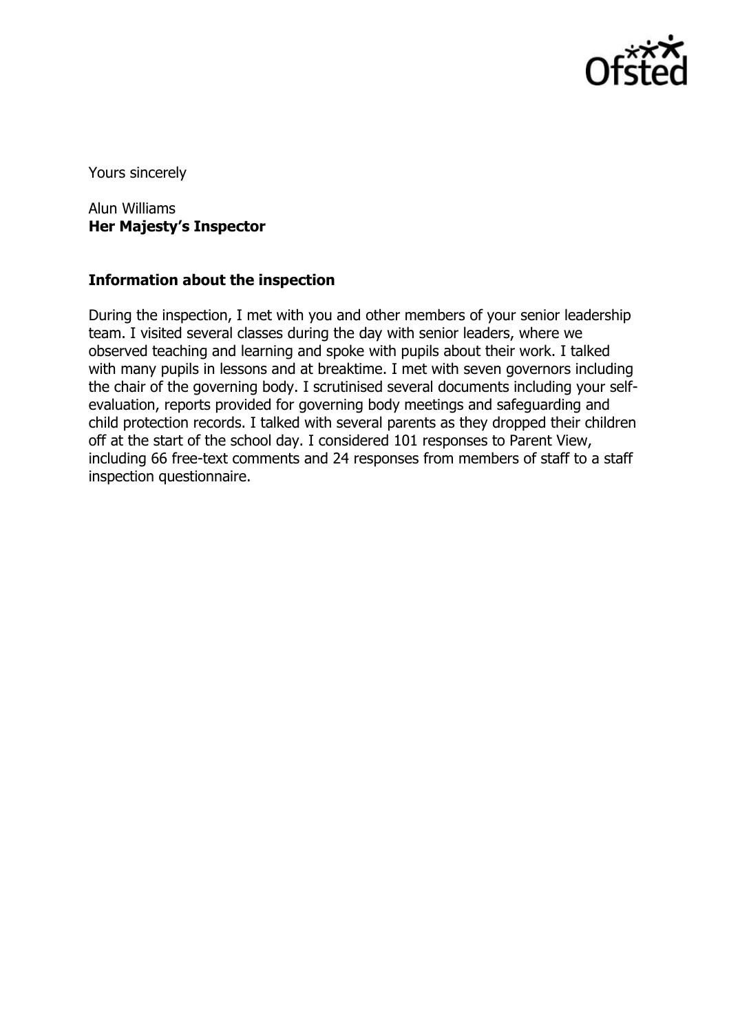Yours sincerely

Alun Williams
**Her Majesty's Inspector**

### Information about the inspection

During the inspection, I met with you and other members of your senior leadership team. I visited several classes during the day with senior leaders, where we observed teaching and learning and spoke with pupils about their work. I talked with many pupils in lessons and at breaktime. I met with seven governors including the chair of the governing body. I scrutinised several documents including your self-evaluation, reports provided for governing body meetings and safeguarding and child protection records. I talked with several parents as they dropped their children off at the start of the school day. I considered 101 responses to Parent View, including 66 free-text comments and 24 responses from members of staff to a staff inspection questionnaire.